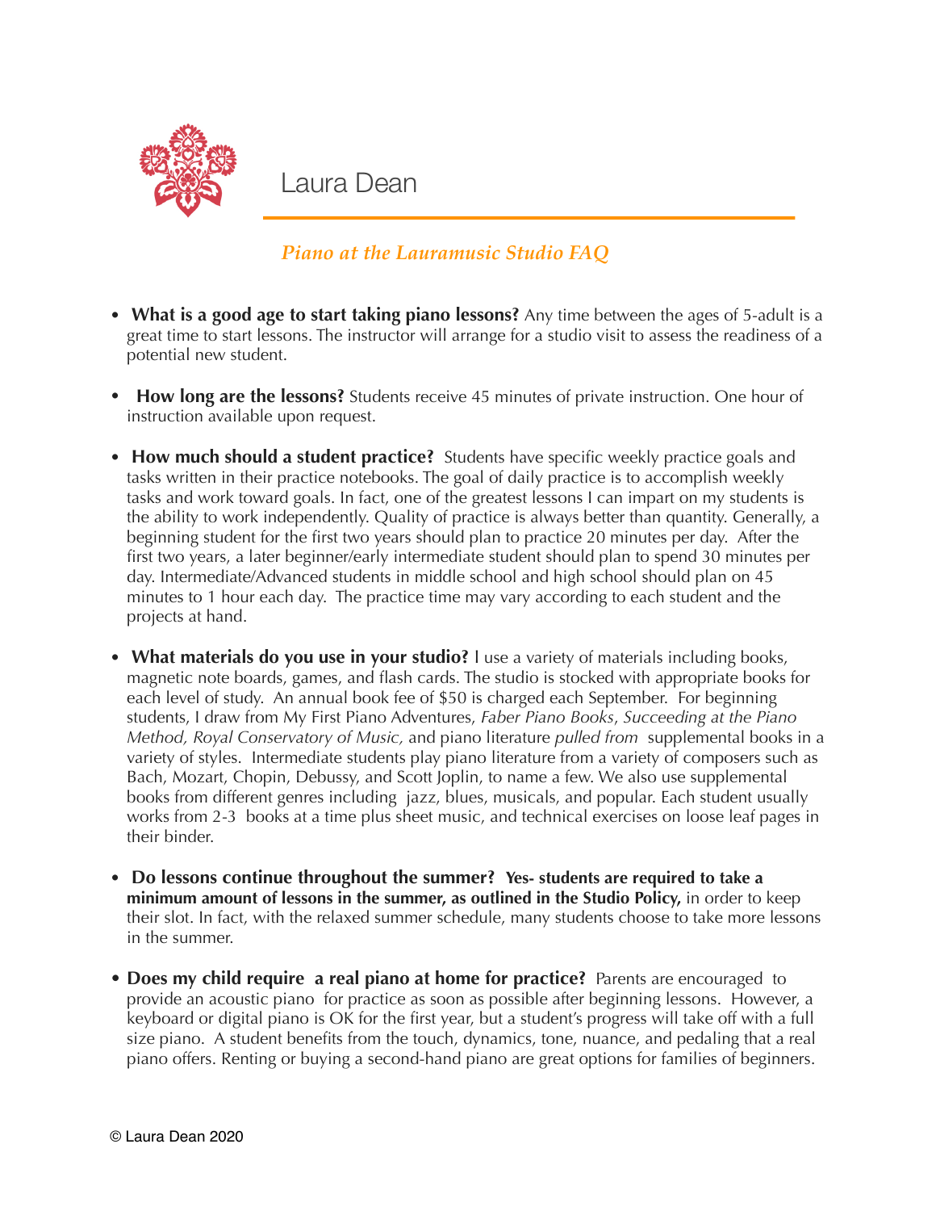# Laura Dean

## *Piano at the Lauramusic Studio FAQ*

- **What is a good age to start taking piano lessons?** Any time between the ages of 5-adult is a great time to start lessons. The instructor will arrange for a studio visit to assess the readiness of a potential new student.

- **How long are the lessons?** Students receive 45 minutes of private instruction. One hour of instruction available upon request.

- **How much should a student practice?** Students have specific weekly practice goals and tasks written in their practice notebooks. The goal of daily practice is to accomplish weekly tasks and work toward goals. In fact, one of the greatest lessons I can impart on my students is the ability to work independently. Quality of practice is always better than quantity. Generally, a beginning student for the first two years should plan to practice 20 minutes per day. After the first two years, a later beginner/early intermediate student should plan to spend 30 minutes per day. Intermediate/Advanced students in middle school and high school should plan on 45 minutes to 1 hour each day. The practice time may vary according to each student and the projects at hand.

- **What materials do you use in your studio?** I use a variety of materials including books, magnetic note boards, games, and flash cards. The studio is stocked with appropriate books for each level of study. An annual book fee of $50 is charged each September. For beginning students, I draw from My First Piano Adventures, *Faber Piano Books*, *Succeeding at the Piano Method, Royal Conservatory of Music,* and piano literature *pulled from* supplemental books in a variety of styles. Intermediate students play piano literature from a variety of composers such as Bach, Mozart, Chopin, Debussy, and Scott Joplin, to name a few. We also use supplemental books from different genres including jazz, blues, musicals, and popular. Each student usually works from 2-3 books at a time plus sheet music, and technical exercises on loose leaf pages in their binder.

- **Do lessons continue throughout the summer? Yes- students are required to take a minimum amount of lessons in the summer, as outlined in the Studio Policy,** in order to keep their slot. In fact, with the relaxed summer schedule, many students choose to take more lessons in the summer.

- **Does my child require a real piano at home for practice?** Parents are encouraged to provide an acoustic piano for practice as soon as possible after beginning lessons. However, a keyboard or digital piano is OK for the first year, but a student's progress will take off with a full size piano. A student benefits from the touch, dynamics, tone, nuance, and pedaling that a real piano offers. Renting or buying a second-hand piano are great options for families of beginners.

© Laura Dean 2020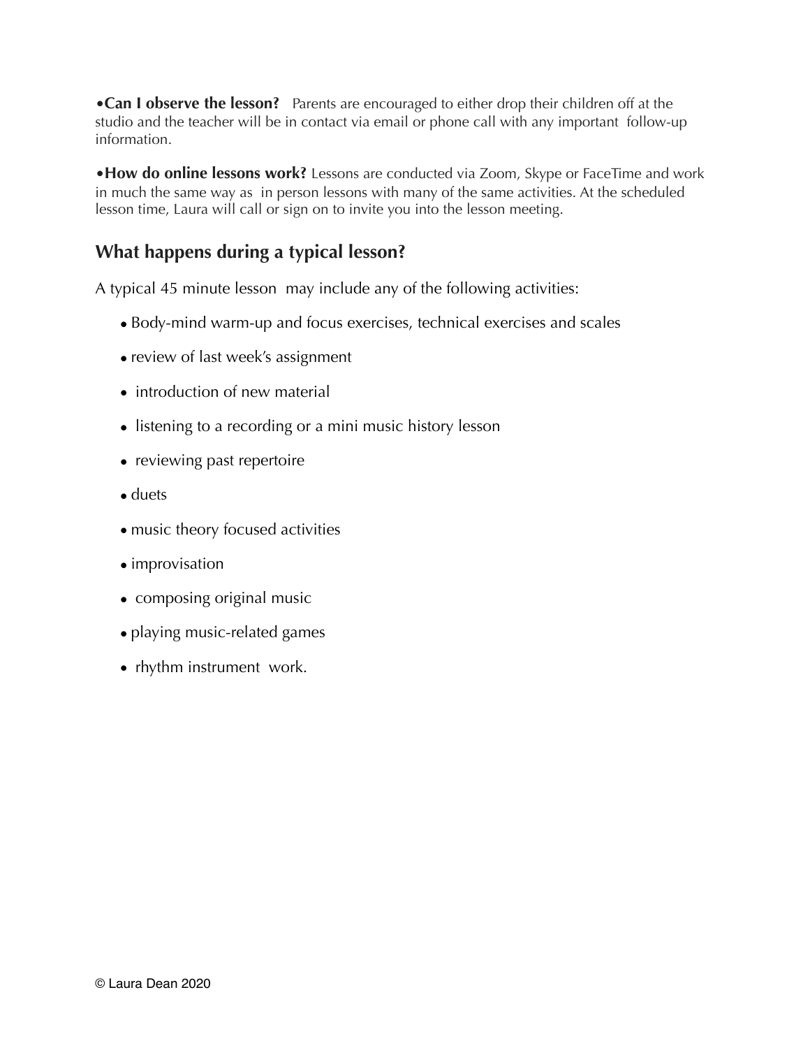**•Can I observe the lesson?** Parents are encouraged to either drop their children off at the studio and the teacher will be in contact via email or phone call with any important follow-up information.

**•How do online lessons work?** Lessons are conducted via Zoom, Skype or FaceTime and work in much the same way as in person lessons with many of the same activities. At the scheduled lesson time, Laura will call or sign on to invite you into the lesson meeting.

## What happens during a typical lesson?

A typical 45 minute lesson may include any of the following activities:

- Body-mind warm-up and focus exercises, technical exercises and scales
- review of last week's assignment
- introduction of new material
- listening to a recording or a mini music history lesson
- reviewing past repertoire
- duets
- music theory focused activities
- improvisation
- composing original music
- playing music-related games
- rhythm instrument work.

© Laura Dean 2020